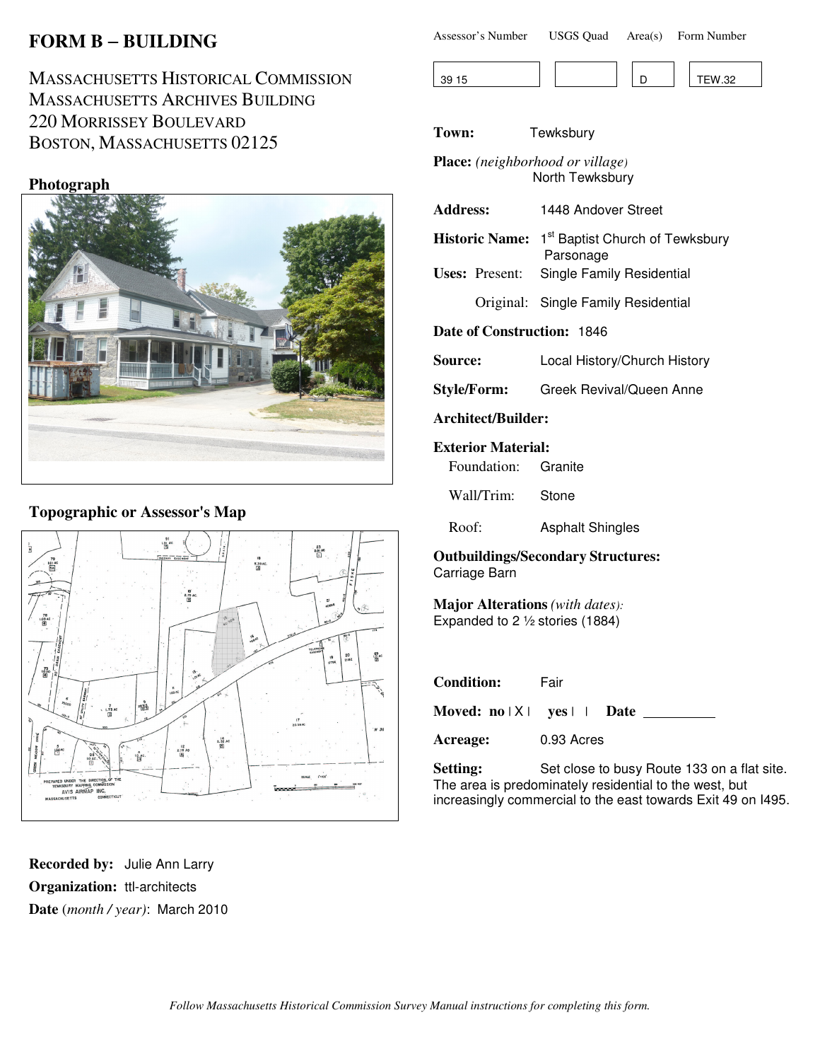# FORM B – BUILDING

MASSACHUSETTS HISTORICAL COMMISSION
MASSACHUSETTS ARCHIVES BUILDING
220 MORRISSEY BOULEVARD
BOSTON, MASSACHUSETTS 02125

| Assessor's Number | USGS Quad | Area(s) | Form Number |
|---|---|---|---|
| 39 15 | | D | TEW.32 |

**Photograph**

**Topographic or Assessor's Map**

**Town:** Tewksbury

**Place:** *(neighborhood or village)* North Tewksbury

**Address:** 1448 Andover Street

**Historic Name:** 1st Baptist Church of Tewksbury Parsonage

**Uses:** Present: Single Family Residential

Original: Single Family Residential

**Date of Construction:** 1846

**Source:** Local History/Church History

**Style/Form:** Greek Revival/Queen Anne

**Architect/Builder:**

**Exterior Material:**

Foundation: Granite

Wall/Trim: Stone

Roof: Asphalt Shingles

**Outbuildings/Secondary Structures:**
Carriage Barn

**Major Alterations** *(with dates):*
Expanded to 2 ½ stories (1884)

**Condition:** Fair

**Moved:** no | X | yes | | **Date** __________

**Acreage:** 0.93 Acres

**Setting:** Set close to busy Route 133 on a flat site. The area is predominately residential to the west, but increasingly commercial to the east towards Exit 49 on I495.

**Recorded by:** Julie Ann Larry

**Organization:** ttl-architects

**Date** *(month / year)*: March 2010

*Follow Massachusetts Historical Commission Survey Manual instructions for completing this form.*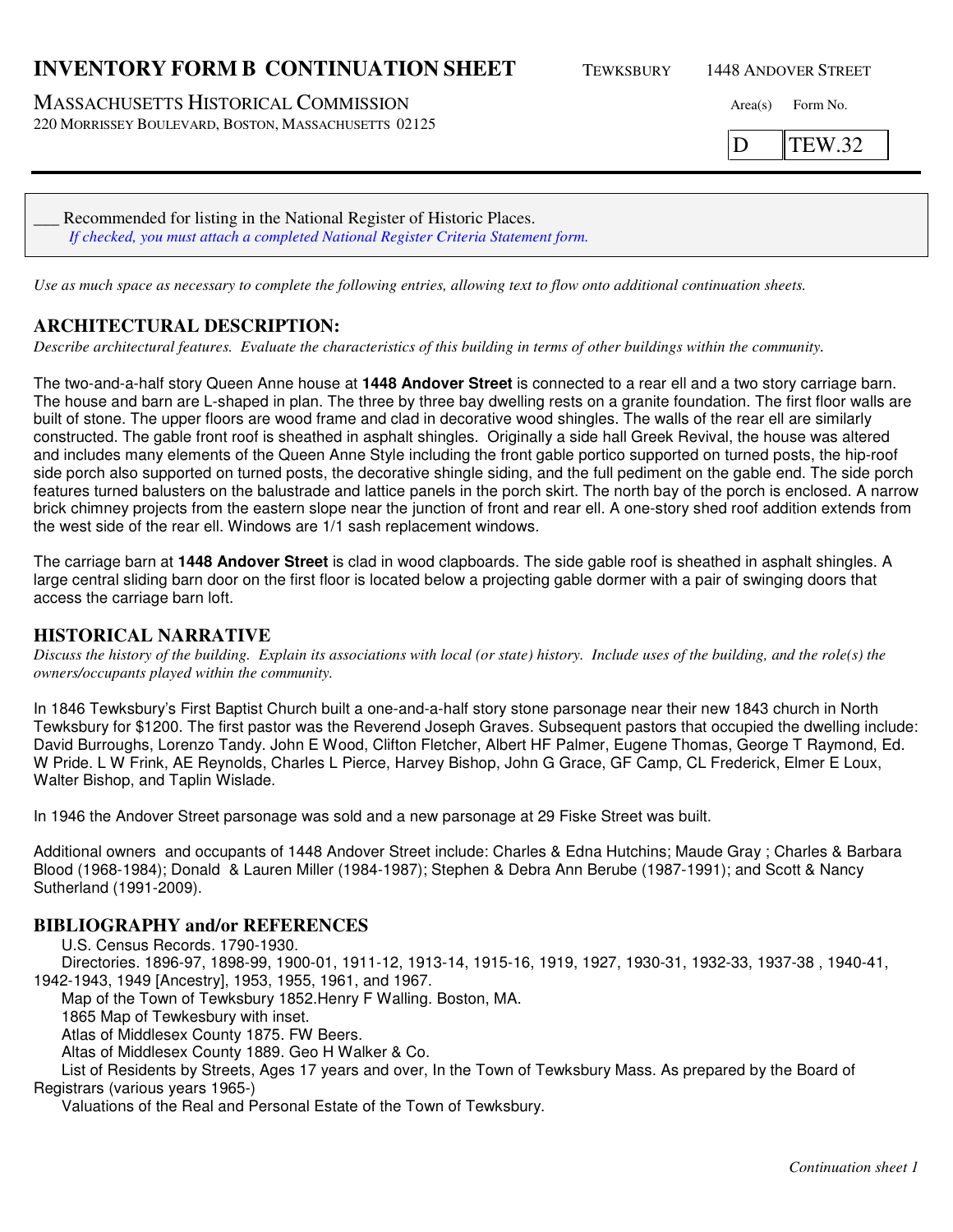# INVENTORY FORM B CONTINUATION SHEET

TEWKSBURY 1448 ANDOVER STREET

MASSACHUSETTS HISTORICAL COMMISSION
220 MORRISSEY BOULEVARD, BOSTON, MASSACHUSETTS 02125

| Area(s) | Form No. |
|---|---|
| D | TEW.32 |

___ Recommended for listing in the National Register of Historic Places.
*If checked, you must attach a completed National Register Criteria Statement form.*

*Use as much space as necessary to complete the following entries, allowing text to flow onto additional continuation sheets.*

## ARCHITECTURAL DESCRIPTION:

*Describe architectural features. Evaluate the characteristics of this building in terms of other buildings within the community.*

The two-and-a-half story Queen Anne house at **1448 Andover Street** is connected to a rear ell and a two story carriage barn. The house and barn are L-shaped in plan. The three by three bay dwelling rests on a granite foundation. The first floor walls are built of stone. The upper floors are wood frame and clad in decorative wood shingles. The walls of the rear ell are similarly constructed. The gable front roof is sheathed in asphalt shingles. Originally a side hall Greek Revival, the house was altered and includes many elements of the Queen Anne Style including the front gable portico supported on turned posts, the hip-roof side porch also supported on turned posts, the decorative shingle siding, and the full pediment on the gable end. The side porch features turned balusters on the balustrade and lattice panels in the porch skirt. The north bay of the porch is enclosed. A narrow brick chimney projects from the eastern slope near the junction of front and rear ell. A one-story shed roof addition extends from the west side of the rear ell. Windows are 1/1 sash replacement windows.

The carriage barn at **1448 Andover Street** is clad in wood clapboards. The side gable roof is sheathed in asphalt shingles. A large central sliding barn door on the first floor is located below a projecting gable dormer with a pair of swinging doors that access the carriage barn loft.

## HISTORICAL NARRATIVE

*Discuss the history of the building. Explain its associations with local (or state) history. Include uses of the building, and the role(s) the owners/occupants played within the community.*

In 1846 Tewksbury's First Baptist Church built a one-and-a-half story stone parsonage near their new 1843 church in North Tewksbury for $1200. The first pastor was the Reverend Joseph Graves. Subsequent pastors that occupied the dwelling include: David Burroughs, Lorenzo Tandy. John E Wood, Clifton Fletcher, Albert HF Palmer, Eugene Thomas, George T Raymond, Ed. W Pride. L W Frink, AE Reynolds, Charles L Pierce, Harvey Bishop, John G Grace, GF Camp, CL Frederick, Elmer E Loux, Walter Bishop, and Taplin Wislade.

In 1946 the Andover Street parsonage was sold and a new parsonage at 29 Fiske Street was built.

Additional owners and occupants of 1448 Andover Street include: Charles & Edna Hutchins; Maude Gray ; Charles & Barbara Blood (1968-1984); Donald & Lauren Miller (1984-1987); Stephen & Debra Ann Berube (1987-1991); and Scott & Nancy Sutherland (1991-2009).

## BIBLIOGRAPHY and/or REFERENCES

U.S. Census Records. 1790-1930.
Directories. 1896-97, 1898-99, 1900-01, 1911-12, 1913-14, 1915-16, 1919, 1927, 1930-31, 1932-33, 1937-38 , 1940-41, 1942-1943, 1949 [Ancestry], 1953, 1955, 1961, and 1967.
Map of the Town of Tewksbury 1852.Henry F Walling. Boston, MA.
1865 Map of Tewkesbury with inset.
Atlas of Middlesex County 1875. FW Beers.
Altas of Middlesex County 1889. Geo H Walker & Co.
List of Residents by Streets, Ages 17 years and over, In the Town of Tewksbury Mass. As prepared by the Board of Registrars (various years 1965-)
Valuations of the Real and Personal Estate of the Town of Tewksbury.

*Continuation sheet 1*